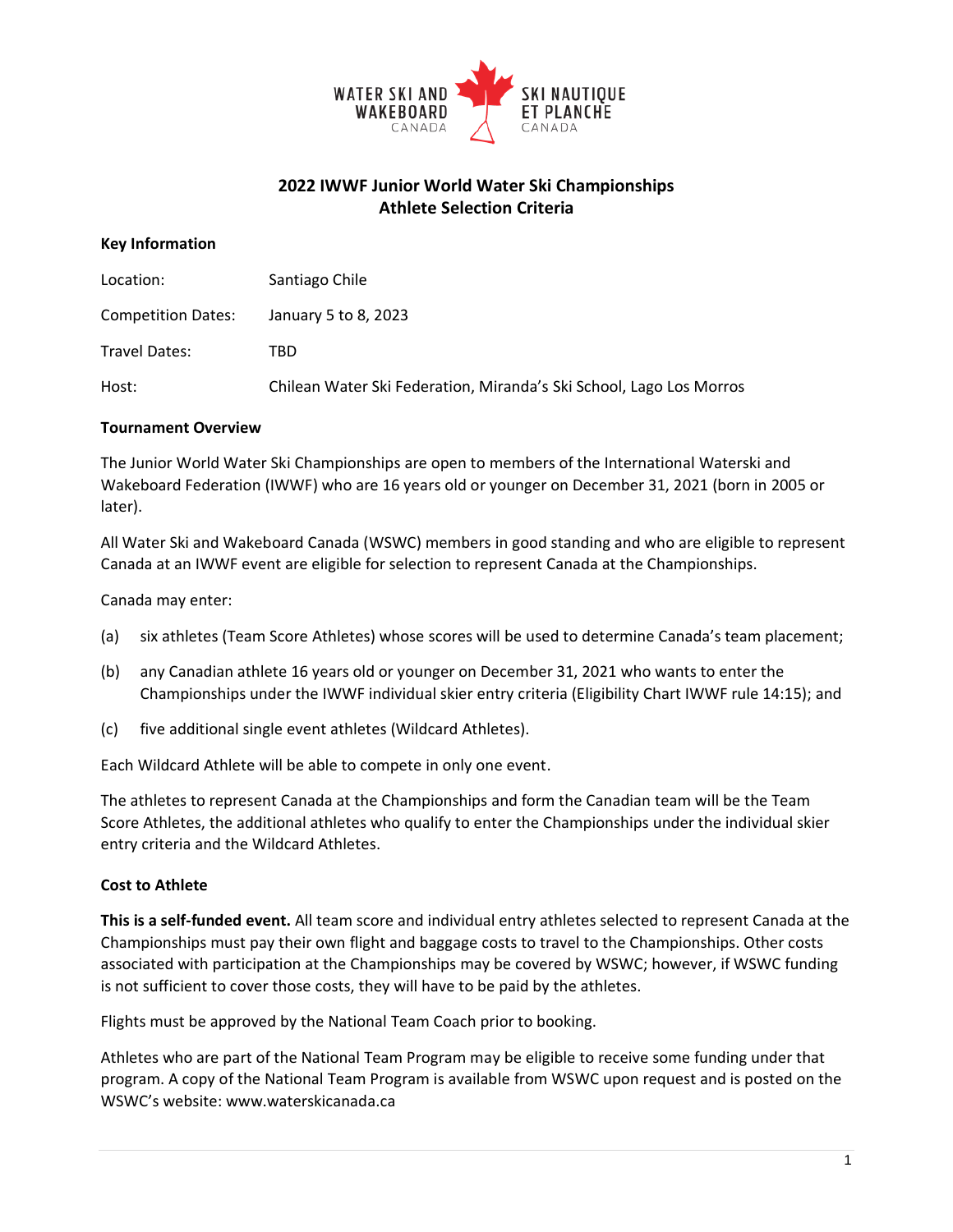# 2022 IWWF Junior World Water Ski Championships
## Athlete Selection Criteria

### Key Information

| | |
|---|---|
| Location: | Santiago Chile |
| Competition Dates: | January 5 to 8, 2023 |
| Travel Dates: | TBD |
| Host: | Chilean Water Ski Federation, Miranda's Ski School, Lago Los Morros |

### Tournament Overview

The Junior World Water Ski Championships are open to members of the International Waterski and Wakeboard Federation (IWWF) who are 16 years old or younger on December 31, 2021 (born in 2005 or later).

All Water Ski and Wakeboard Canada (WSWC) members in good standing and who are eligible to represent Canada at an IWWF event are eligible for selection to represent Canada at the Championships.

Canada may enter:

(a) six athletes (Team Score Athletes) whose scores will be used to determine Canada's team placement;

(b) any Canadian athlete 16 years old or younger on December 31, 2021 who wants to enter the Championships under the IWWF individual skier entry criteria (Eligibility Chart IWWF rule 14:15); and

(c) five additional single event athletes (Wildcard Athletes).

Each Wildcard Athlete will be able to compete in only one event.

The athletes to represent Canada at the Championships and form the Canadian team will be the Team Score Athletes, the additional athletes who qualify to enter the Championships under the individual skier entry criteria and the Wildcard Athletes.

### Cost to Athlete

**This is a self-funded event.** All team score and individual entry athletes selected to represent Canada at the Championships must pay their own flight and baggage costs to travel to the Championships. Other costs associated with participation at the Championships may be covered by WSWC; however, if WSWC funding is not sufficient to cover those costs, they will have to be paid by the athletes.

Flights must be approved by the National Team Coach prior to booking.

Athletes who are part of the National Team Program may be eligible to receive some funding under that program. A copy of the National Team Program is available from WSWC upon request and is posted on the WSWC's website: www.waterskicanada.ca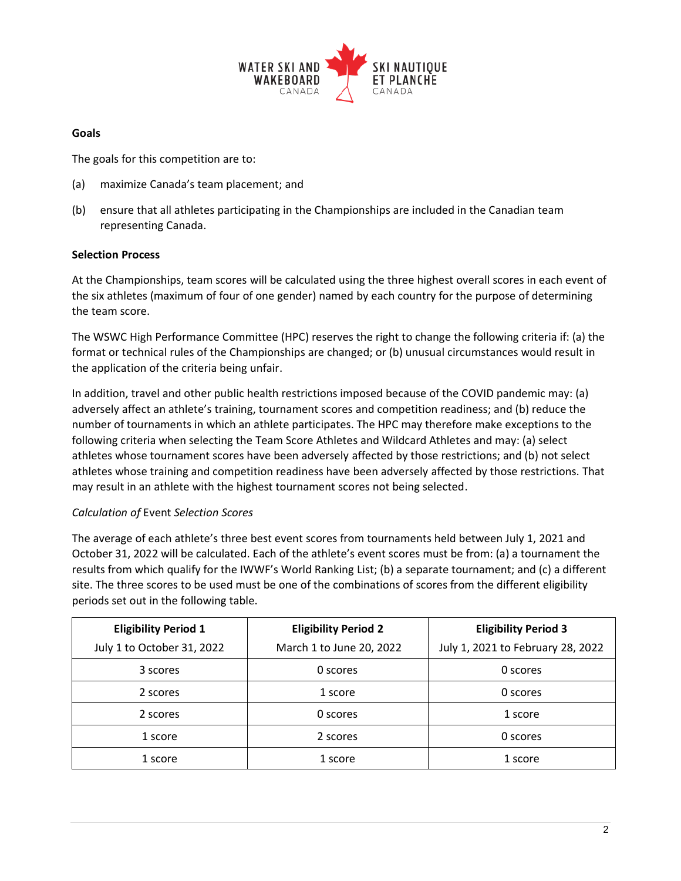**Goals**

The goals for this competition are to:

(a) maximize Canada's team placement; and

(b) ensure that all athletes participating in the Championships are included in the Canadian team representing Canada.

**Selection Process**

At the Championships, team scores will be calculated using the three highest overall scores in each event of the six athletes (maximum of four of one gender) named by each country for the purpose of determining the team score.

The WSWC High Performance Committee (HPC) reserves the right to change the following criteria if: (a) the format or technical rules of the Championships are changed; or (b) unusual circumstances would result in the application of the criteria being unfair.

In addition, travel and other public health restrictions imposed because of the COVID pandemic may: (a) adversely affect an athlete's training, tournament scores and competition readiness; and (b) reduce the number of tournaments in which an athlete participates. The HPC may therefore make exceptions to the following criteria when selecting the Team Score Athletes and Wildcard Athletes and may: (a) select athletes whose tournament scores have been adversely affected by those restrictions; and (b) not select athletes whose training and competition readiness have been adversely affected by those restrictions. That may result in an athlete with the highest tournament scores not being selected.

*Calculation of* Event *Selection Scores*

The average of each athlete's three best event scores from tournaments held between July 1, 2021 and October 31, 2022 will be calculated. Each of the athlete's event scores must be from: (a) a tournament the results from which qualify for the IWWF's World Ranking List; (b) a separate tournament; and (c) a different site. The three scores to be used must be one of the combinations of scores from the different eligibility periods set out in the following table.

| **Eligibility Period 1** July 1 to October 31, 2022 | **Eligibility Period 2** March 1 to June 20, 2022 | **Eligibility Period 3** July 1, 2021 to February 28, 2022 |
|---|---|---|
| 3 scores | 0 scores | 0 scores |
| 2 scores | 1 score | 0 scores |
| 2 scores | 0 scores | 1 score |
| 1 score | 2 scores | 0 scores |
| 1 score | 1 score | 1 score |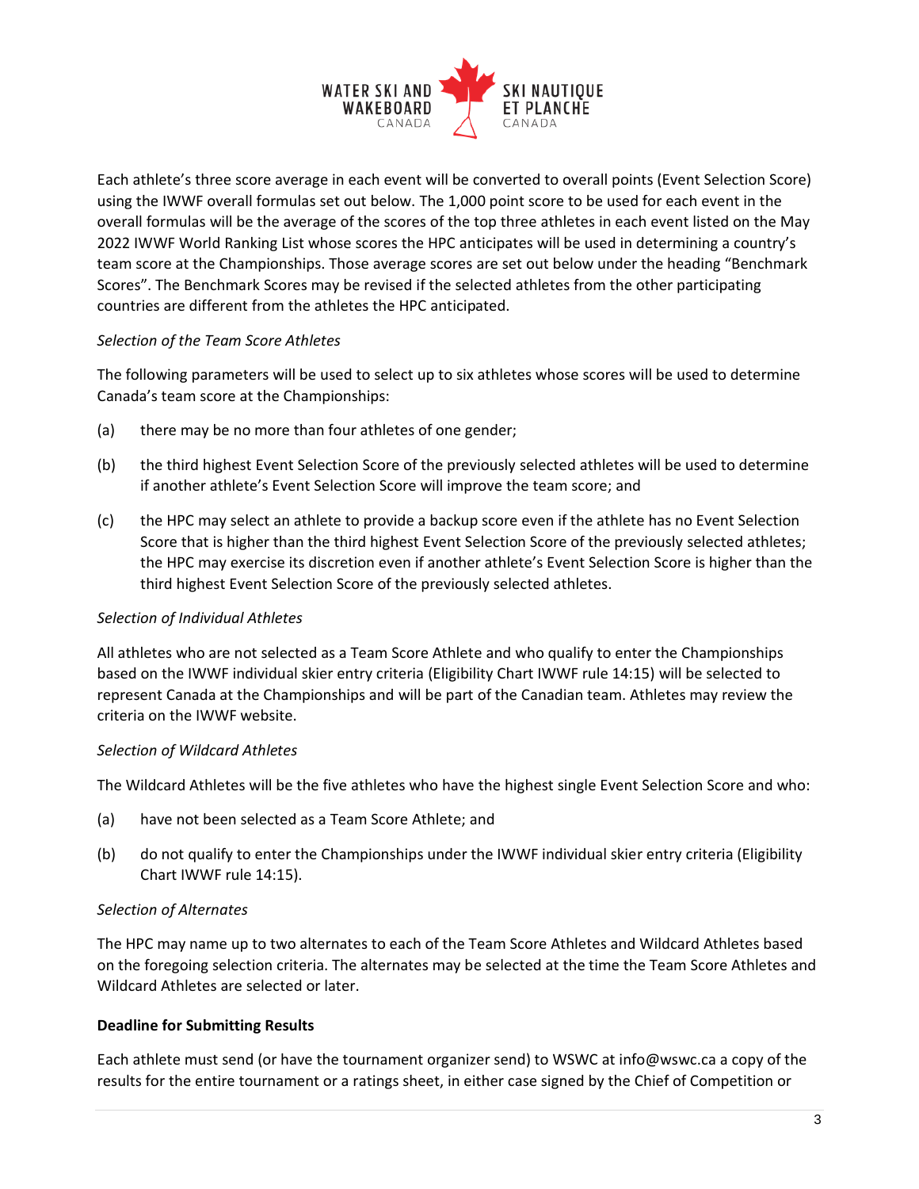Each athlete's three score average in each event will be converted to overall points (Event Selection Score) using the IWWF overall formulas set out below. The 1,000 point score to be used for each event in the overall formulas will be the average of the scores of the top three athletes in each event listed on the May 2022 IWWF World Ranking List whose scores the HPC anticipates will be used in determining a country's team score at the Championships. Those average scores are set out below under the heading "Benchmark Scores". The Benchmark Scores may be revised if the selected athletes from the other participating countries are different from the athletes the HPC anticipated.

*Selection of the Team Score Athletes*

The following parameters will be used to select up to six athletes whose scores will be used to determine Canada's team score at the Championships:

(a) there may be no more than four athletes of one gender;

(b) the third highest Event Selection Score of the previously selected athletes will be used to determine if another athlete's Event Selection Score will improve the team score; and

(c) the HPC may select an athlete to provide a backup score even if the athlete has no Event Selection Score that is higher than the third highest Event Selection Score of the previously selected athletes; the HPC may exercise its discretion even if another athlete's Event Selection Score is higher than the third highest Event Selection Score of the previously selected athletes.

*Selection of Individual Athletes*

All athletes who are not selected as a Team Score Athlete and who qualify to enter the Championships based on the IWWF individual skier entry criteria (Eligibility Chart IWWF rule 14:15) will be selected to represent Canada at the Championships and will be part of the Canadian team. Athletes may review the criteria on the IWWF website.

*Selection of Wildcard Athletes*

The Wildcard Athletes will be the five athletes who have the highest single Event Selection Score and who:

(a) have not been selected as a Team Score Athlete; and

(b) do not qualify to enter the Championships under the IWWF individual skier entry criteria (Eligibility Chart IWWF rule 14:15).

*Selection of Alternates*

The HPC may name up to two alternates to each of the Team Score Athletes and Wildcard Athletes based on the foregoing selection criteria. The alternates may be selected at the time the Team Score Athletes and Wildcard Athletes are selected or later.

**Deadline for Submitting Results**

Each athlete must send (or have the tournament organizer send) to WSWC at info@wswc.ca a copy of the results for the entire tournament or a ratings sheet, in either case signed by the Chief of Competition or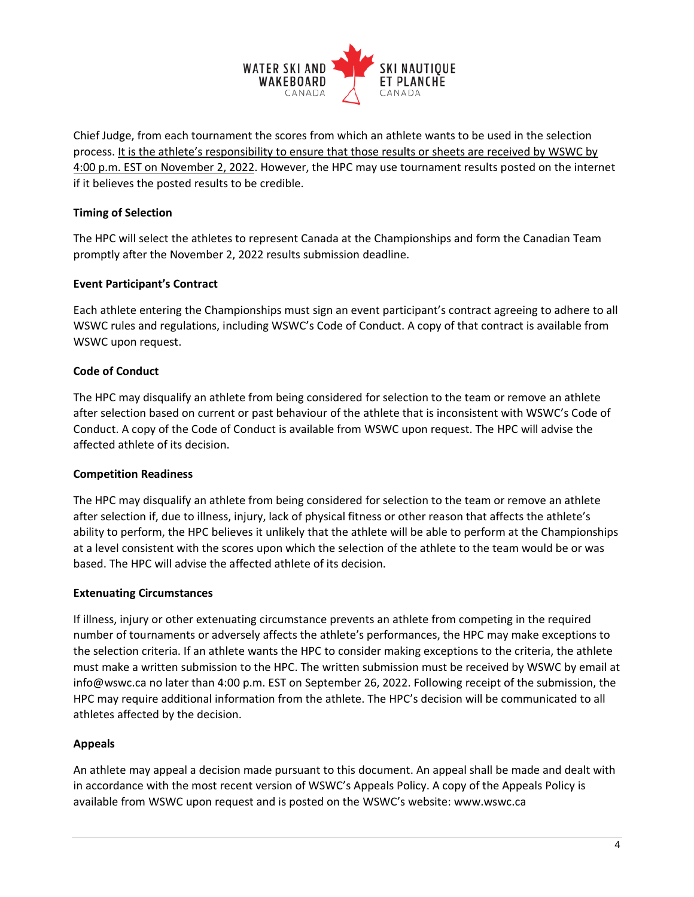Chief Judge, from each tournament the scores from which an athlete wants to be used in the selection process. <u>It is the athlete's responsibility to ensure that those results or sheets are received by WSWC by 4:00 p.m. EST on November 2, 2022</u>. However, the HPC may use tournament results posted on the internet if it believes the posted results to be credible.

**Timing of Selection**

The HPC will select the athletes to represent Canada at the Championships and form the Canadian Team promptly after the November 2, 2022 results submission deadline.

**Event Participant's Contract**

Each athlete entering the Championships must sign an event participant's contract agreeing to adhere to all WSWC rules and regulations, including WSWC's Code of Conduct. A copy of that contract is available from WSWC upon request.

**Code of Conduct**

The HPC may disqualify an athlete from being considered for selection to the team or remove an athlete after selection based on current or past behaviour of the athlete that is inconsistent with WSWC's Code of Conduct. A copy of the Code of Conduct is available from WSWC upon request. The HPC will advise the affected athlete of its decision.

**Competition Readiness**

The HPC may disqualify an athlete from being considered for selection to the team or remove an athlete after selection if, due to illness, injury, lack of physical fitness or other reason that affects the athlete's ability to perform, the HPC believes it unlikely that the athlete will be able to perform at the Championships at a level consistent with the scores upon which the selection of the athlete to the team would be or was based. The HPC will advise the affected athlete of its decision.

**Extenuating Circumstances**

If illness, injury or other extenuating circumstance prevents an athlete from competing in the required number of tournaments or adversely affects the athlete's performances, the HPC may make exceptions to the selection criteria. If an athlete wants the HPC to consider making exceptions to the criteria, the athlete must make a written submission to the HPC. The written submission must be received by WSWC by email at info@wswc.ca no later than 4:00 p.m. EST on September 26, 2022. Following receipt of the submission, the HPC may require additional information from the athlete. The HPC's decision will be communicated to all athletes affected by the decision.

**Appeals**

An athlete may appeal a decision made pursuant to this document. An appeal shall be made and dealt with in accordance with the most recent version of WSWC's Appeals Policy. A copy of the Appeals Policy is available from WSWC upon request and is posted on the WSWC's website: www.wswc.ca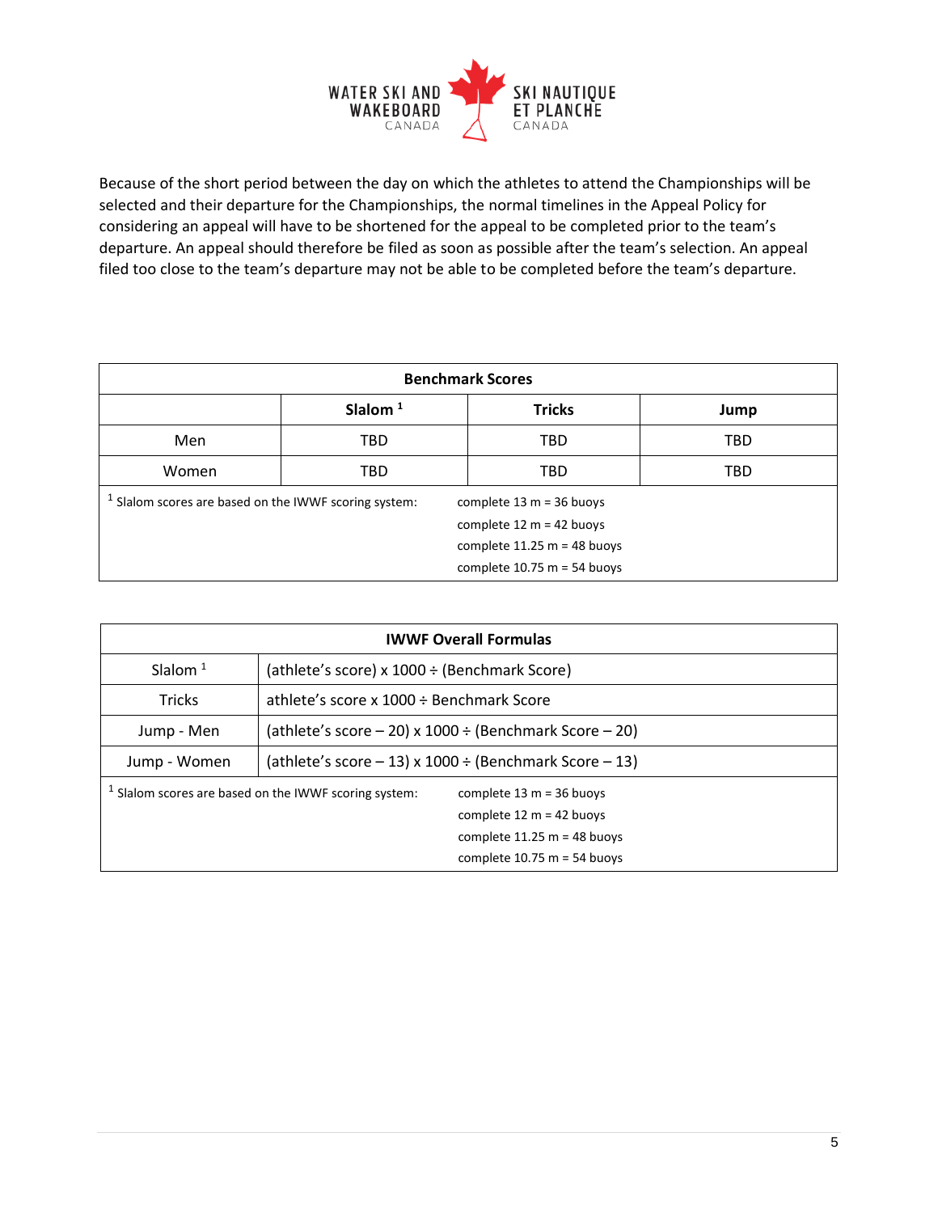Because of the short period between the day on which the athletes to attend the Championships will be selected and their departure for the Championships, the normal timelines in the Appeal Policy for considering an appeal will have to be shortened for the appeal to be completed prior to the team's departure. An appeal should therefore be filed as soon as possible after the team's selection. An appeal filed too close to the team's departure may not be able to be completed before the team's departure.

| Benchmark Scores | | | |
|---|---|---|---|
| | **Slalom** [1] | **Tricks** | **Jump** |
| Men | TBD | TBD | TBD |
| Women | TBD | TBD | TBD |

[1] Slalom scores are based on the IWWF scoring system:
complete 13 m = 36 buoys
complete 12 m = 42 buoys
complete 11.25 m = 48 buoys
complete 10.75 m = 54 buoys

| IWWF Overall Formulas | |
|---|---|
| Slalom [1] | (athlete's score) x 1000 ÷ (Benchmark Score) |
| Tricks | athlete's score x 1000 ÷ Benchmark Score |
| Jump - Men | (athlete's score – 20) x 1000 ÷ (Benchmark Score – 20) |
| Jump - Women | (athlete's score – 13) x 1000 ÷ (Benchmark Score – 13) |

[1] Slalom scores are based on the IWWF scoring system:
complete 13 m = 36 buoys
complete 12 m = 42 buoys
complete 11.25 m = 48 buoys
complete 10.75 m = 54 buoys